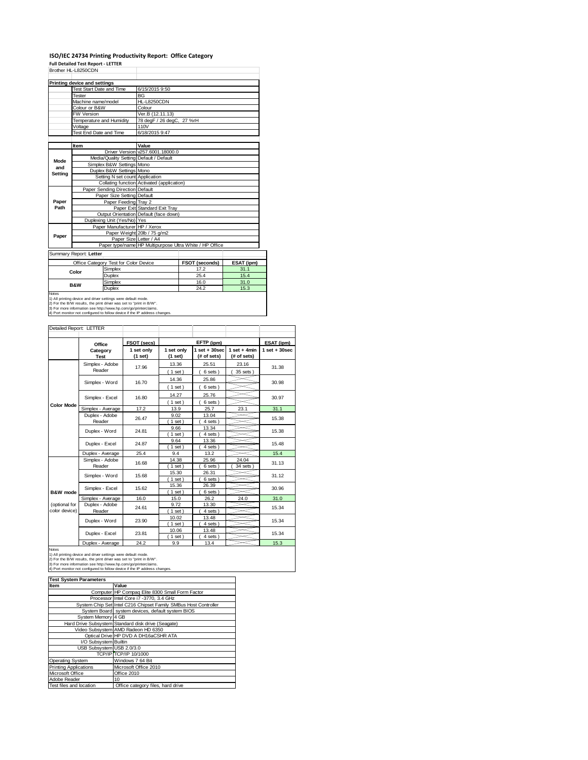# ISO/IEC 24734 Printing Productivity Report: Office Category

**Full Detailed Test Report - LETTER**

Brother HL-L8250CDN

| Printing device and settings | |
|---|---|
| Test Start Date and Time | 6/15/2015 9:50 |
| Tester | BG |
| Machine name/model | HL-L8250CDN |
| Colour or B&W | Colour |
| FW Version | Ver.B (12.11.13) |
| Temperature and Humidity | 78 degF / 26 degC, 27 %rH |
| Voltage | 110V |
| Test End Date and Time | 6/18/2015 9:47 |

| | Item | Value |
|---|---|---|
| Mode and Setting | Driver Version | v257.6001.18000.0 |
| | Media/Quality Setting | Default / Default |
| | Simplex B&W Settings | Mono |
| | Duplex B&W Settings | Mono |
| | Setting N set count | Application |
| | Collating function | Activated (application) |
| Paper Path | Paper Sending Direction | Default |
| | Paper Size Setting | Default |
| | Paper Feeding | Tray 2 |
| | Paper Exit | Standard Exit Tray |
| | Output Orientation | Default (face down) |
| | Duplexing Unit (Yes/No) | Yes |
| Paper | Paper Manufacturer | HP / Xerox |
| | Paper Weight | 20lb / 75 g/m2 |
| | Paper Size | Letter / A4 |
| | Paper type/name | HP Multipurpose Ultra White / HP Office |

Summary Report: **Letter**

| Office Category Test for Color Device | | FSOT (seconds) | ESAT (ipm) |
|---|---|---|---|
| Color | Simplex | 17.2 | 31.1 |
| | Duplex | 25.4 | 15.4 |
| B&W | Simplex | 16.0 | 31.0 |
| | Duplex | 24.2 | 15.3 |

Notes
1) All printing device and driver settings were default mode.
2) For the B/W results, the print driver was set to "print in B/W".
3) For more information see http://www.hp.com/go/printerclaims.
4) Port monitor not configured to follow device if the IP address changes.

Detailed Report: LETTER

| | Office Category Test | FSOT (secs) 1 set only (1 set) | EFTP (ipm) 1 set only (1 set) | EFTP (ipm) 1 set + 30sec (# of sets) | EFTP (ipm) 1 set + 4min (# of sets) | ESAT (ipm) 1 set + 30sec |
|---|---|---|---|---|---|---|
| Color Mode | Simplex - Adobe Reader | 17.96 | 13.36 (1 set) | 25.51 (6 sets) | 23.16 (35 sets) | 31.38 |
| | Simplex - Word | 16.70 | 14.36 (1 set) | 25.86 (6 sets) | | 30.98 |
| | Simplex - Excel | 16.80 | 14.27 (1 set) | 25.76 (6 sets) | | 30.97 |
| | Simplex - Average | 17.2 | 13.9 | 25.7 | 23.1 | 31.1 |
| | Duplex - Adobe Reader | 26.47 | 9.02 (1 set) | 13.04 (4 sets) | | 15.38 |
| | Duplex - Word | 24.81 | 9.66 (1 set) | 13.34 (4 sets) | | 15.38 |
| | Duplex - Excel | 24.87 | 9.64 (1 set) | 13.36 (4 sets) | | 15.48 |
| | Duplex - Average | 25.4 | 9.4 | 13.2 | | 15.4 |
| B&W mode (optional for color device) | Simplex - Adobe Reader | 16.68 | 14.38 (1 set) | 25.96 (6 sets) | 24.04 (34 sets) | 31.13 |
| | Simplex - Word | 15.68 | 15.30 (1 set) | 26.31 (6 sets) | | 31.12 |
| | Simplex - Excel | 15.62 | 15.36 (1 set) | 26.39 (6 sets) | | 30.96 |
| | Simplex - Average | 16.0 | 15.0 | 26.2 | 24.0 | 31.0 |
| | Duplex - Adobe Reader | 24.61 | 9.72 (1 set) | 13.30 (4 sets) | | 15.34 |
| | Duplex - Word | 23.90 | 10.02 (1 set) | 13.48 (4 sets) | | 15.34 |
| | Duplex - Excel | 23.81 | 10.06 (1 set) | 13.48 (4 sets) | | 15.34 |
| | Duplex - Average | 24.2 | 9.9 | 13.4 | | 15.3 |

Notes
1) All printing device and driver settings were default mode.
2) For the B/W results, the print driver was set to "print in B/W".
3) For more information see http://www.hp.com/go/printerclaims.
4) Port monitor not configured to follow device if the IP address changes.

| Test System Parameters | |
|---|---|
| **Item** | **Value** |
| Computer | HP Compaq Elite 8300 Small Form Factor |
| Processor | Intel Core i7 -3770, 3.4 GHz |
| System Chip Set | Intel C216 Chipset Family SMBus Host Controller |
| System Board | system devices, default system BIOS |
| System Memory | 4 GB |
| Hard Drive Subsystem | Standard disk drive (Seagate) |
| Video Subsystem | AMD Radeon HD 6350 |
| Optical Drive | HP DVD A DH16aCSHR ATA |
| I/O Subsystem | Builtin |
| USB Subsystem | USB 2.0/3.0 |
| TCP/IP | TCP/IP 10/1000 |
| Operating System | Windows 7 64 Bit |
| Printing Applications | Microsoft Office 2010 |
| Microsoft Office | Office 2010 |
| Adobe Reader | 10 |
| Test files and location | Office category files, hard drive |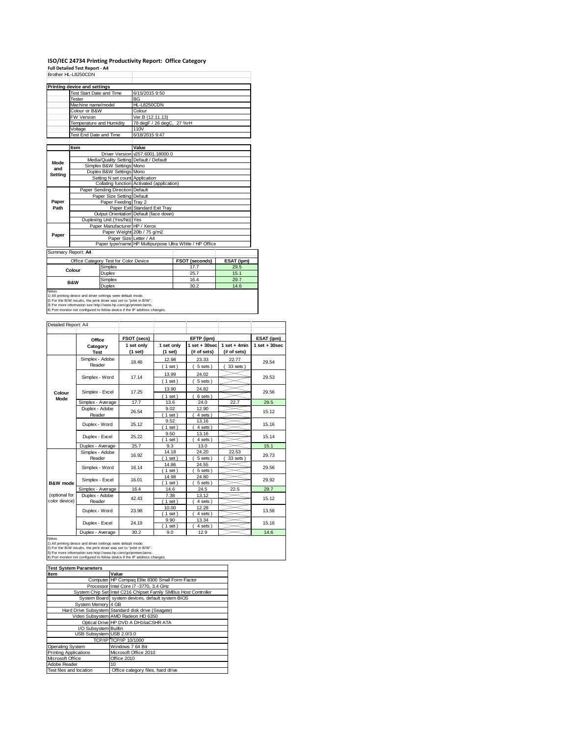# ISO/IEC 24734 Printing Productivity Report: Office Category

**Full Detailed Test Report - A4**

Brother HL-L8250CDN

| Printing device and settings | |
|---|---|
| Test Start Date and Time | 6/15/2015 9:50 |
| Tester | BG |
| Machine name/model | HL-L8250CDN |
| Colour or B&W | Colour |
| FW Version | Ver.B (12.11.13) |
| Temperature and Humidity | 78 degF / 26 degC, 27 %rH |
| Voltage | 110V |
| Test End Date and Time | 6/18/2015 9:47 |

| | Item | Value |
|---|---|---|
| Mode and Setting | Driver Version | v257.6001.18000.0 |
| | Media/Quality Setting | Default / Default |
| | Simplex B&W Settings | Mono |
| | Duplex B&W Settings | Mono |
| | Setting N set count | Application |
| | Collating function | Activated (application) |
| Paper Path | Paper Sending Direction | Default |
| | Paper Size Setting | Default |
| | Paper Feeding | Tray 2 |
| | Paper Exit | Standard Exit Tray |
| | Output Orientation | Default (face down) |
| | Duplexing Unit (Yes/No) | Yes |
| Paper | Paper Manufacturer | HP / Xerox |
| | Paper Weight | 20lb / 75 g/m2 |
| | Paper Size | Letter / A4 |
| | Paper type/name | HP Multipurpose Ultra White / HP Office |

Summary Report: **A4**

| Office Category Test for Color Device | | FSOT (seconds) | ESAT (ipm) |
|---|---|---|---|
| Colour | Simplex | 17.7 | 29.5 |
| | Duplex | 25.7 | 15.1 |
| B&W | Simplex | 16.4 | 29.7 |
| | Duplex | 30.2 | 14.6 |

Notes
1) All printing device and driver settings were default mode.
2) For the B/W results, the print driver was set to "print in B/W".
3) For more information see http://www.hp.com/go/printerclaims.
4) Port monitor not configured to follow device if the IP address changes.

Detailed Report: A4

| | Office Category Test | FSOT (secs) 1 set only (1 set) | EFTP (ipm) 1 set only (1 set) | EFTP (ipm) 1 set + 30sec (# of sets) | EFTP (ipm) 1 set + 4min (# of sets) | ESAT (ipm) 1 set + 30sec |
|---|---|---|---|---|---|---|
| Colour Mode | Simplex - Adobe Reader | 18.48 | 12.98 (1 set) | 23.33 (5 sets) | 22.77 (33 sets) | 29.54 |
| | Simplex - Word | 17.14 | 13.99 (1 set) | 24.02 (5 sets) | | 29.53 |
| | Simplex - Excel | 17.25 | 13.90 (1 set) | 24.82 (6 sets) | | 29.56 |
| | Simplex - Average | 17.7 | 13.6 | 24.0 | 22.7 | 29.5 |
| | Duplex - Adobe Reader | 26.54 | 9.02 (1 set) | 12.90 (4 sets) | | 15.12 |
| | Duplex - Word | 25.12 | 9.52 (1 set) | 13.16 (4 sets) | | 15.16 |
| | Duplex - Excel | 25.22 | 9.50 (1 set) | 13.16 (4 sets) | | 15.14 |
| | Duplex - Average | 25.7 | 9.3 | 13.0 | | 15.1 |
| B&W mode (optional for color device) | Simplex - Adobe Reader | 16.92 | 14.18 (1 set) | 24.20 (5 sets) | 22.53 (33 sets) | 29.73 |
| | Simplex - Word | 16.14 | 14.86 (1 set) | 24.55 (5 sets) | | 29.56 |
| | Simplex - Excel | 16.01 | 14.98 (1 set) | 24.80 (5 sets) | | 29.92 |
| | Simplex - Average | 16.4 | 14.6 | 24.5 | 22.5 | 29.7 |
| | Duplex - Adobe Reader | 42.43 | 7.38 (1 set) | 13.12 (4 sets) | | 15.12 |
| | Duplex - Word | 23.98 | 10.00 (1 set) | 12.28 (4 sets) | | 13.58 |
| | Duplex - Excel | 24.19 | 9.90 (1 set) | 13.34 (4 sets) | | 15.16 |
| | Duplex - Average | 30.2 | 9.0 | 12.9 | | 14.6 |

Notes
1) All printing device and driver settings were default mode.
2) For the B/W results, the print driver was set to "print in B/W".
3) For more information see http://www.hp.com/go/printerclaims.
4) Port monitor not configured to follow device if the IP address changes.

| Test System Parameters | |
|---|---|
| **Item** | **Value** |
| Computer | HP Compaq Elite 8300 Small Form Factor |
| Processor | Intel Core i7 -3770, 3.4 GHz |
| System Chip Set | Intel C216 Chipset Family SMBus Host Controller |
| System Board | system devices, default system BIOS |
| System Memory | 4 GB |
| Hard Drive Subsystem | Standard disk drive (Seagate) |
| Video Subsystem | AMD Radeon HD 6350 |
| Optical Drive | HP DVD A DH16aCSHR ATA |
| I/O Subsystem | Builtin |
| USB Subsystem | USB 2.0/3.0 |
| TCP/IP | TCP/IP 10/1000 |
| Operating System | Windows 7 64 Bit |
| Printing Applications | Microsoft Office 2010 |
| Microsoft Office | Office 2010 |
| Adobe Reader | 10 |
| Test files and location | Office category files, hard drive |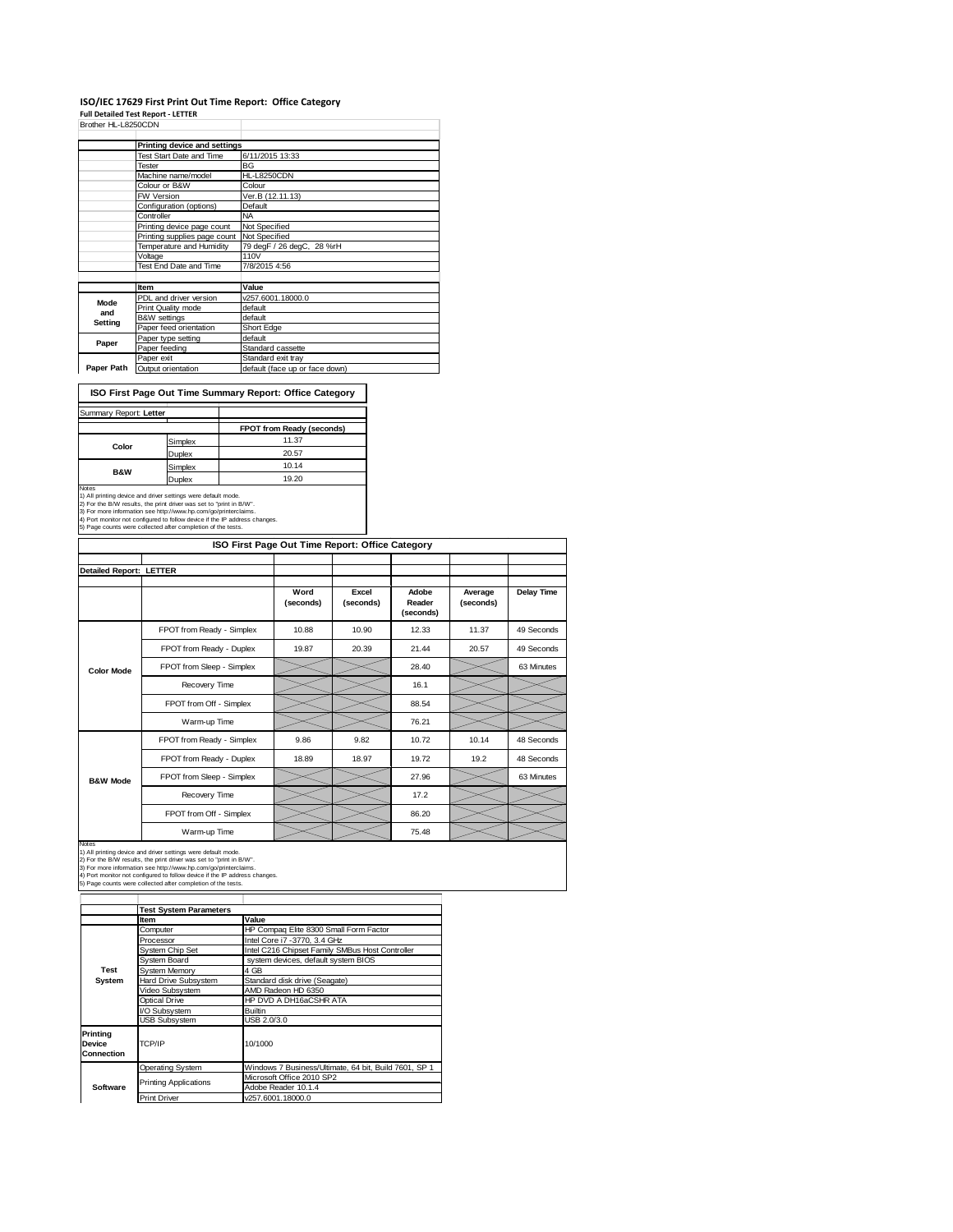# ISO/IEC 17629 First Print Out Time Report: Office Category

**Full Detailed Test Report - LETTER**

Brother HL-L8250CDN

| | Printing device and settings | |
|---|---|---|
| | Test Start Date and Time | 6/11/2015 13:33 |
| | Tester | BG |
| | Machine name/model | HL-L8250CDN |
| | Colour or B&W | Colour |
| | FW Version | Ver.B (12.11.13) |
| | Configuration (options) | Default |
| | Controller | NA |
| | Printing device page count | Not Specified |
| | Printing supplies page count | Not Specified |
| | Temperature and Humidity | 79 degF / 26 degC, 28 %rH |
| | Voltage | 110V |
| | Test End Date and Time | 7/8/2015 4:56 |

| | Item | Value |
|---|---|---|
| Mode and Setting | PDL and driver version | v257.6001.18000.0 |
| | Print Quality mode | default |
| | B&W settings | default |
| | Paper feed orientation | Short Edge |
| Paper | Paper type setting | default |
| | Paper feeding | Standard cassette |
| Paper Path | Paper exit | Standard exit tray |
| | Output orientation | default (face up or face down) |

## ISO First Page Out Time Summary Report: Office Category

Summary Report: **Letter**

| | | FPOT from Ready (seconds) |
|---|---|---|
| Color | Simplex | 11.37 |
| | Duplex | 20.57 |
| B&W | Simplex | 10.14 |
| | Duplex | 19.20 |

Notes
1) All printing device and driver settings were default mode.
2) For the B/W results, the print driver was set to "print in B/W".
3) For more information see http://www.hp.com/go/printerclaims.
4) Port monitor not configured to follow device if the IP address changes.
5) Page counts were collected after completion of the tests.

## ISO First Page Out Time Report: Office Category

**Detailed Report: LETTER**

| | | Word (seconds) | Excel (seconds) | Adobe Reader (seconds) | Average (seconds) | Delay Time |
|---|---|---|---|---|---|---|
| Color Mode | FPOT from Ready - Simplex | 10.88 | 10.90 | 12.33 | 11.37 | 49 Seconds |
| | FPOT from Ready - Duplex | 19.87 | 20.39 | 21.44 | 20.57 | 49 Seconds |
| | FPOT from Sleep - Simplex | | | 28.40 | | 63 Minutes |
| | Recovery Time | | | 16.1 | | |
| | FPOT from Off - Simplex | | | 88.54 | | |
| | Warm-up Time | | | 76.21 | | |
| B&W Mode | FPOT from Ready - Simplex | 9.86 | 9.82 | 10.72 | 10.14 | 48 Seconds |
| | FPOT from Ready - Duplex | 18.89 | 18.97 | 19.72 | 19.2 | 48 Seconds |
| | FPOT from Sleep - Simplex | | | 27.96 | | 63 Minutes |
| | Recovery Time | | | 17.2 | | |
| | FPOT from Off - Simplex | | | 86.20 | | |
| | Warm-up Time | | | 75.48 | | |

Notes
1) All printing device and driver settings were default mode.
2) For the B/W results, the print driver was set to "print in B/W".
3) For more information see http://www.hp.com/go/printerclaims.
4) Port monitor not configured to follow device if the IP address changes.
5) Page counts were collected after completion of the tests.

| | Test System Parameters | |
|---|---|---|
| | Item | Value |
| Test System | Computer | HP Compaq Elite 8300 Small Form Factor |
| | Processor | Intel Core i7 -3770, 3.4 GHz |
| | System Chip Set | Intel C216 Chipset Family SMBus Host Controller |
| | System Board | system devices, default system BIOS |
| | System Memory | 4 GB |
| | Hard Drive Subsystem | Standard disk drive (Seagate) |
| | Video Subsystem | AMD Radeon HD 6350 |
| | Optical Drive | HP DVD A DH16aCSHR ATA |
| | I/O Subsystem | Builtin |
| | USB Subsystem | USB 2.0/3.0 |
| Printing Device Connection | TCP/IP | 10/1000 |
| Software | Operating System | Windows 7 Business/Ultimate, 64 bit, Build 7601, SP 1 |
| | Printing Applications | Microsoft Office 2010 SP2 |
| | | Adobe Reader 10.1.4 |
| | Print Driver | v257.6001.18000.0 |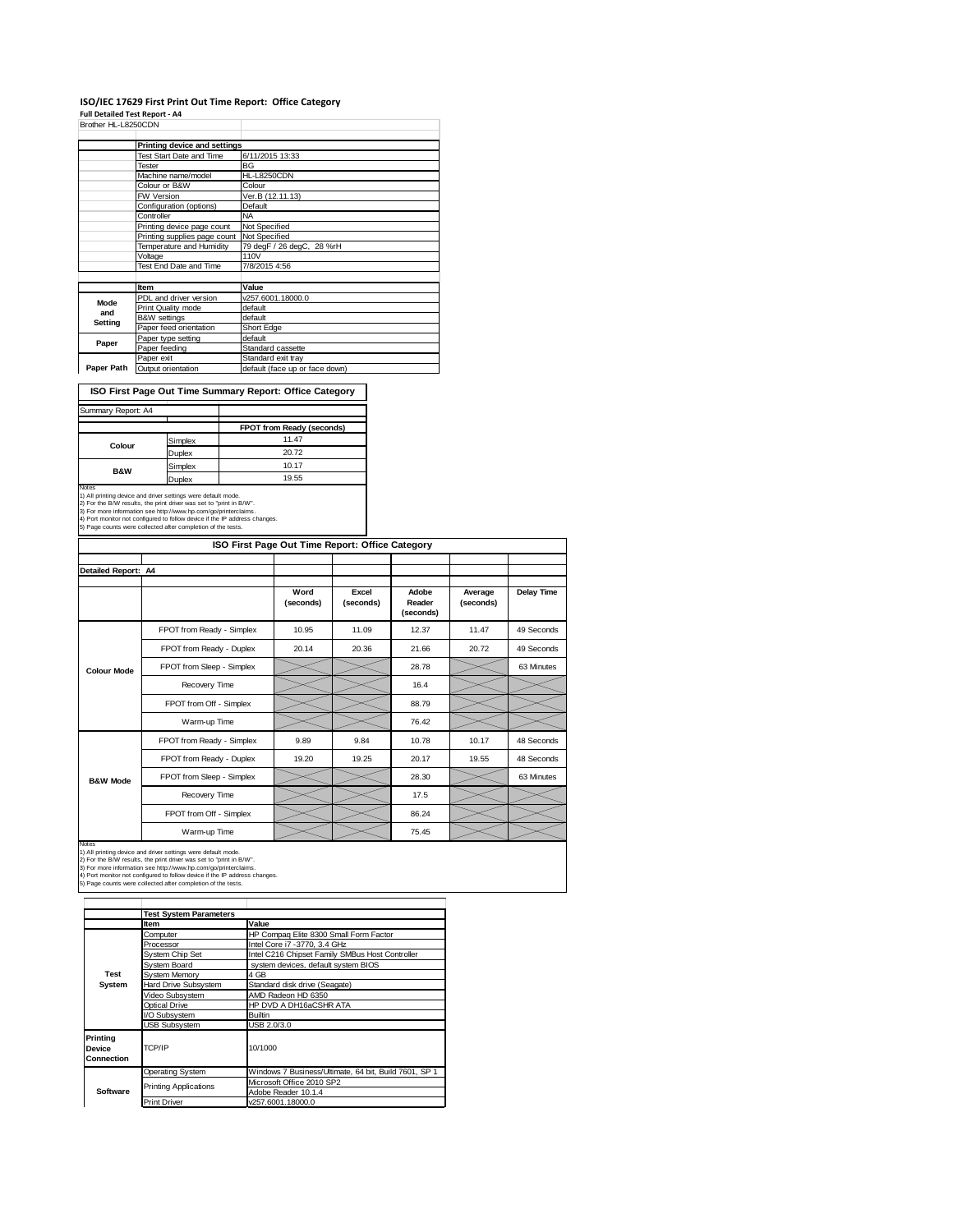## ISO/IEC 17629 First Print Out Time Report: Office Category

**Full Detailed Test Report - A4**

Brother HL-L8250CDN

| | Printing device and settings | |
|---|---|---|
| | Test Start Date and Time | 6/11/2015 13:33 |
| | Tester | BG |
| | Machine name/model | HL-L8250CDN |
| | Colour or B&W | Colour |
| | FW Version | Ver.B (12.11.13) |
| | Configuration (options) | Default |
| | Controller | NA |
| | Printing device page count | Not Specified |
| | Printing supplies page count | Not Specified |
| | Temperature and Humidity | 79 degF / 26 degC, 28 %rH |
| | Voltage | 110V |
| | Test End Date and Time | 7/8/2015 4:56 |

| | Item | Value |
|---|---|---|
| Mode and Setting | PDL and driver version | v257.6001.18000.0 |
| | Print Quality mode | default |
| | B&W settings | default |
| | Paper feed orientation | Short Edge |
| Paper | Paper type setting | default |
| | Paper feeding | Standard cassette |
| Paper Path | Paper exit | Standard exit tray |
| | Output orientation | default (face up or face down) |

### ISO First Page Out Time Summary Report: Office Category

Summary Report: A4

| | | FPOT from Ready (seconds) |
|---|---|---|
| Colour | Simplex | 11.47 |
| | Duplex | 20.72 |
| B&W | Simplex | 10.17 |
| | Duplex | 19.55 |

Notes
1) All printing device and driver settings were default mode.
2) For the B/W results, the print driver was set to "print in B/W".
3) For more information see http://www.hp.com/go/printerclaims.
4) Port monitor not configured to follow device if the IP address changes.
5) Page counts were collected after completion of the tests.

### ISO First Page Out Time Report: Office Category

Detailed Report: A4

| | | Word (seconds) | Excel (seconds) | Adobe Reader (seconds) | Average (seconds) | Delay Time |
|---|---|---|---|---|---|---|
| Colour Mode | FPOT from Ready - Simplex | 10.95 | 11.09 | 12.37 | 11.47 | 49 Seconds |
| | FPOT from Ready - Duplex | 20.14 | 20.36 | 21.66 | 20.72 | 49 Seconds |
| | FPOT from Sleep - Simplex | | | 28.78 | | 63 Minutes |
| | Recovery Time | | | 16.4 | | |
| | FPOT from Off - Simplex | | | 88.79 | | |
| | Warm-up Time | | | 76.42 | | |
| B&W Mode | FPOT from Ready - Simplex | 9.89 | 9.84 | 10.78 | 10.17 | 48 Seconds |
| | FPOT from Ready - Duplex | 19.20 | 19.25 | 20.17 | 19.55 | 48 Seconds |
| | FPOT from Sleep - Simplex | | | 28.30 | | 63 Minutes |
| | Recovery Time | | | 17.5 | | |
| | FPOT from Off - Simplex | | | 86.24 | | |
| | Warm-up Time | | | 75.45 | | |

Notes
1) All printing device and driver settings were default mode.
2) For the B/W results, the print driver was set to "print in B/W".
3) For more information see http://www.hp.com/go/printerclaims.
4) Port monitor not configured to follow device if the IP address changes.
5) Page counts were collected after completion of the tests.

| | Test System Parameters | |
|---|---|---|
| | Item | Value |
| Test System | Computer | HP Compaq Elite 8300 Small Form Factor |
| | Processor | Intel Core i7 -3770, 3.4 GHz |
| | System Chip Set | Intel C216 Chipset Family SMBus Host Controller |
| | System Board | system devices, default system BIOS |
| | System Memory | 4 GB |
| | Hard Drive Subsystem | Standard disk drive (Seagate) |
| | Video Subsystem | AMD Radeon HD 6350 |
| | Optical Drive | HP DVD A DH16aCSHR ATA |
| | I/O Subsystem | Builtin |
| | USB Subsystem | USB 2.0/3.0 |
| Printing Device Connection | TCP/IP | 10/1000 |
| Software | Operating System | Windows 7 Business/Ultimate, 64 bit, Build 7601, SP 1 |
| | Printing Applications | Microsoft Office 2010 SP2 |
| | | Adobe Reader 10.1.4 |
| | Print Driver | v257.6001.18000.0 |